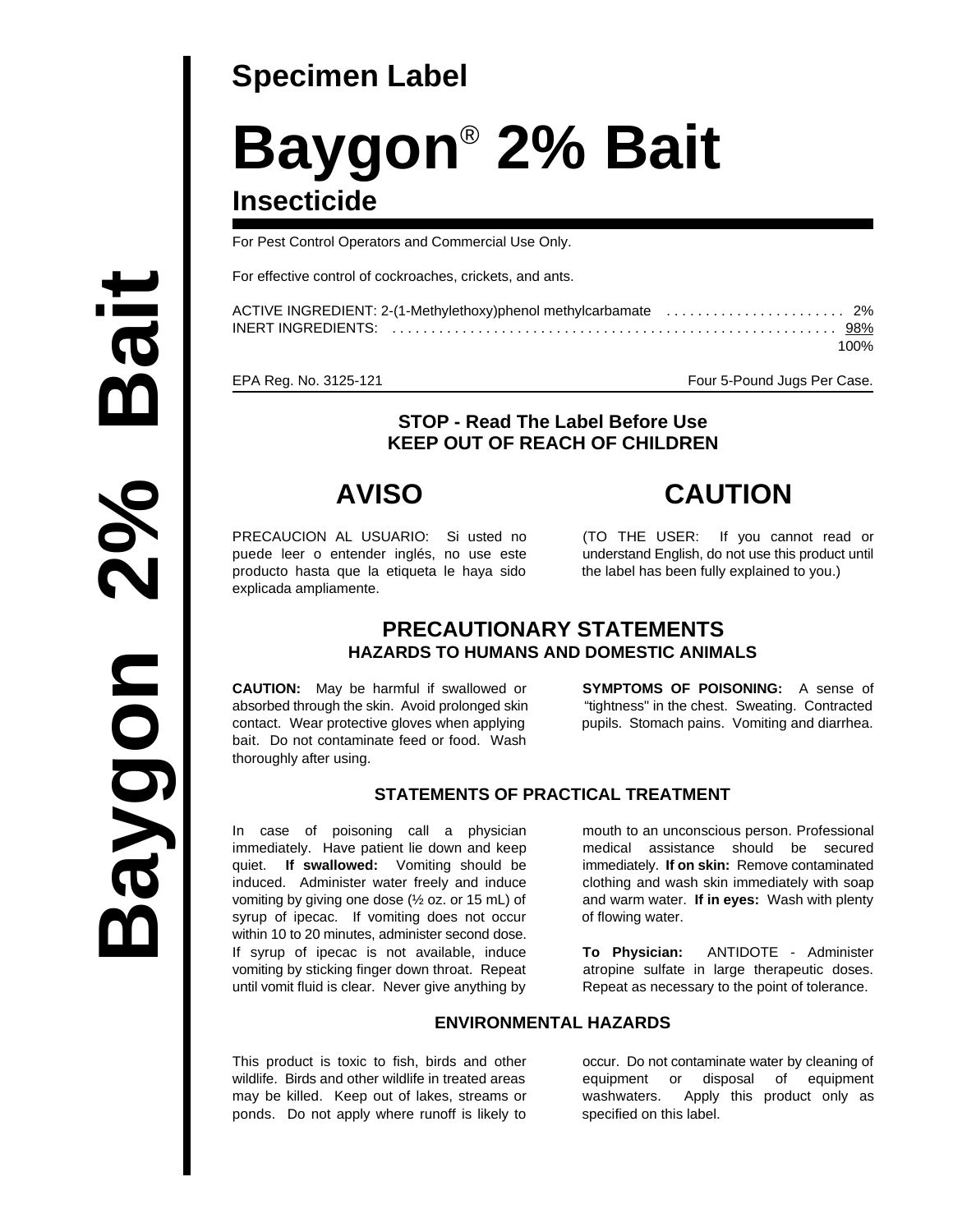## Specimen Label

# Baygon® 2% Bait

### Insecticide

For Pest Control Operators and Commercial Use Only.

For effective control of cockroaches, crickets, and ants.

| | |
|---|---|
| ACTIVE INGREDIENT: 2-(1-Methylethoxy)phenol methylcarbamate | 2% |
| INERT INGREDIENTS: | 98% |
| | 100% |

EPA Reg. No. 3125-121 — Four 5-Pound Jugs Per Case.

**STOP - Read The Label Before Use**
**KEEP OUT OF REACH OF CHILDREN**

## AVISO

PRECAUCION AL USUARIO: Si usted no puede leer o entender inglés, no use este producto hasta que la etiqueta le haya sido explicada ampliamente.

## CAUTION

(TO THE USER: If you cannot read or understand English, do not use this product until the label has been fully explained to you.)

## PRECAUTIONARY STATEMENTS

### HAZARDS TO HUMANS AND DOMESTIC ANIMALS

**CAUTION:** May be harmful if swallowed or absorbed through the skin. Avoid prolonged skin contact. Wear protective gloves when applying bait. Do not contaminate feed or food. Wash thoroughly after using.

**SYMPTOMS OF POISONING:** A sense of "tightness" in the chest. Sweating. Contracted pupils. Stomach pains. Vomiting and diarrhea.

### STATEMENTS OF PRACTICAL TREATMENT

In case of poisoning call a physician immediately. Have patient lie down and keep quiet. **If swallowed:** Vomiting should be induced. Administer water freely and induce vomiting by giving one dose (½ oz. or 15 mL) of syrup of ipecac. If vomiting does not occur within 10 to 20 minutes, administer second dose. If syrup of ipecac is not available, induce vomiting by sticking finger down throat. Repeat until vomit fluid is clear. Never give anything by mouth to an unconscious person. Professional medical assistance should be secured immediately. **If on skin:** Remove contaminated clothing and wash skin immediately with soap and warm water. **If in eyes:** Wash with plenty of flowing water.

**To Physician:** ANTIDOTE - Administer atropine sulfate in large therapeutic doses. Repeat as necessary to the point of tolerance.

### ENVIRONMENTAL HAZARDS

This product is toxic to fish, birds and other wildlife. Birds and other wildlife in treated areas may be killed. Keep out of lakes, streams or ponds. Do not apply where runoff is likely to occur. Do not contaminate water by cleaning of equipment or disposal of equipment washwaters. Apply this product only as specified on this label.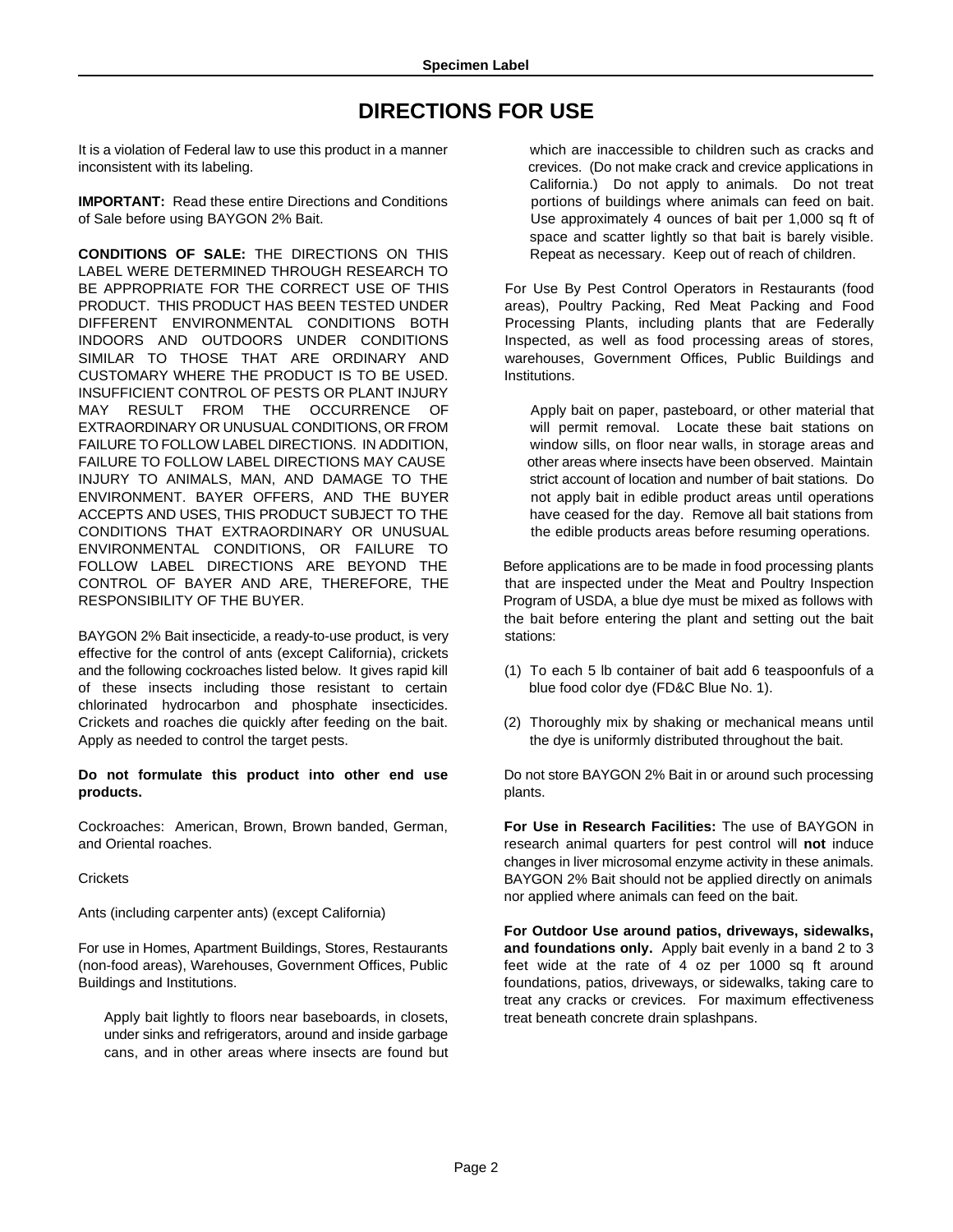# DIRECTIONS FOR USE

It is a violation of Federal law to use this product in a manner inconsistent with its labeling.

**IMPORTANT:** Read these entire Directions and Conditions of Sale before using BAYGON 2% Bait.

**CONDITIONS OF SALE:** THE DIRECTIONS ON THIS LABEL WERE DETERMINED THROUGH RESEARCH TO BE APPROPRIATE FOR THE CORRECT USE OF THIS PRODUCT. THIS PRODUCT HAS BEEN TESTED UNDER DIFFERENT ENVIRONMENTAL CONDITIONS BOTH INDOORS AND OUTDOORS UNDER CONDITIONS SIMILAR TO THOSE THAT ARE ORDINARY AND CUSTOMARY WHERE THE PRODUCT IS TO BE USED. INSUFFICIENT CONTROL OF PESTS OR PLANT INJURY MAY RESULT FROM THE OCCURRENCE OF EXTRAORDINARY OR UNUSUAL CONDITIONS, OR FROM FAILURE TO FOLLOW LABEL DIRECTIONS. IN ADDITION, FAILURE TO FOLLOW LABEL DIRECTIONS MAY CAUSE INJURY TO ANIMALS, MAN, AND DAMAGE TO THE ENVIRONMENT. BAYER OFFERS, AND THE BUYER ACCEPTS AND USES, THIS PRODUCT SUBJECT TO THE CONDITIONS THAT EXTRAORDINARY OR UNUSUAL ENVIRONMENTAL CONDITIONS, OR FAILURE TO FOLLOW LABEL DIRECTIONS ARE BEYOND THE CONTROL OF BAYER AND ARE, THEREFORE, THE RESPONSIBILITY OF THE BUYER.

BAYGON 2% Bait insecticide, a ready-to-use product, is very effective for the control of ants (except California), crickets and the following cockroaches listed below. It gives rapid kill of these insects including those resistant to certain chlorinated hydrocarbon and phosphate insecticides. Crickets and roaches die quickly after feeding on the bait. Apply as needed to control the target pests.

**Do not formulate this product into other end use products.**

Cockroaches: American, Brown, Brown banded, German, and Oriental roaches.

Crickets

Ants (including carpenter ants) (except California)

For use in Homes, Apartment Buildings, Stores, Restaurants (non-food areas), Warehouses, Government Offices, Public Buildings and Institutions.

Apply bait lightly to floors near baseboards, in closets, under sinks and refrigerators, around and inside garbage cans, and in other areas where insects are found but which are inaccessible to children such as cracks and crevices. (Do not make crack and crevice applications in California.) Do not apply to animals. Do not treat portions of buildings where animals can feed on bait. Use approximately 4 ounces of bait per 1,000 sq ft of space and scatter lightly so that bait is barely visible. Repeat as necessary. Keep out of reach of children.

For Use By Pest Control Operators in Restaurants (food areas), Poultry Packing, Red Meat Packing and Food Processing Plants, including plants that are Federally Inspected, as well as food processing areas of stores, warehouses, Government Offices, Public Buildings and Institutions.

Apply bait on paper, pasteboard, or other material that will permit removal. Locate these bait stations on window sills, on floor near walls, in storage areas and other areas where insects have been observed. Maintain strict account of location and number of bait stations. Do not apply bait in edible product areas until operations have ceased for the day. Remove all bait stations from the edible products areas before resuming operations.

Before applications are to be made in food processing plants that are inspected under the Meat and Poultry Inspection Program of USDA, a blue dye must be mixed as follows with the bait before entering the plant and setting out the bait stations:

(1) To each 5 lb container of bait add 6 teaspoonfuls of a blue food color dye (FD&C Blue No. 1).

(2) Thoroughly mix by shaking or mechanical means until the dye is uniformly distributed throughout the bait.

Do not store BAYGON 2% Bait in or around such processing plants.

**For Use in Research Facilities:** The use of BAYGON in research animal quarters for pest control will **not** induce changes in liver microsomal enzyme activity in these animals. BAYGON 2% Bait should not be applied directly on animals nor applied where animals can feed on the bait.

**For Outdoor Use around patios, driveways, sidewalks, and foundations only.** Apply bait evenly in a band 2 to 3 feet wide at the rate of 4 oz per 1000 sq ft around foundations, patios, driveways, or sidewalks, taking care to treat any cracks or crevices. For maximum effectiveness treat beneath concrete drain splashpans.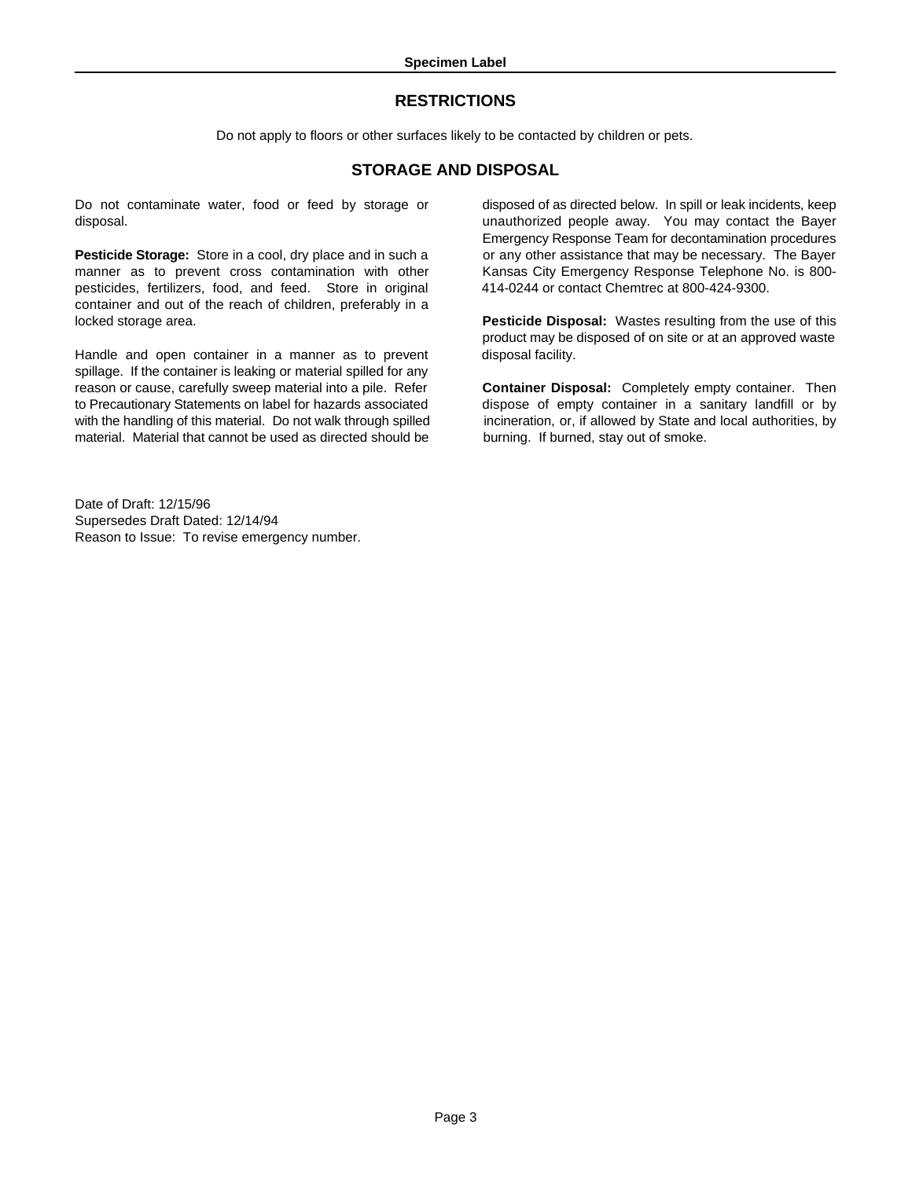## RESTRICTIONS

Do not apply to floors or other surfaces likely to be contacted by children or pets.

## STORAGE AND DISPOSAL

Do not contaminate water, food or feed by storage or disposal.

**Pesticide Storage:** Store in a cool, dry place and in such a manner as to prevent cross contamination with other pesticides, fertilizers, food, and feed. Store in original container and out of the reach of children, preferably in a locked storage area.

Handle and open container in a manner as to prevent spillage. If the container is leaking or material spilled for any reason or cause, carefully sweep material into a pile. Refer to Precautionary Statements on label for hazards associated with the handling of this material. Do not walk through spilled material. Material that cannot be used as directed should be disposed of as directed below. In spill or leak incidents, keep unauthorized people away. You may contact the Bayer Emergency Response Team for decontamination procedures or any other assistance that may be necessary. The Bayer Kansas City Emergency Response Telephone No. is 800-414-0244 or contact Chemtrec at 800-424-9300.

**Pesticide Disposal:** Wastes resulting from the use of this product may be disposed of on site or at an approved waste disposal facility.

**Container Disposal:** Completely empty container. Then dispose of empty container in a sanitary landfill or by incineration, or, if allowed by State and local authorities, by burning. If burned, stay out of smoke.

Date of Draft: 12/15/96
Supersedes Draft Dated: 12/14/94
Reason to Issue: To revise emergency number.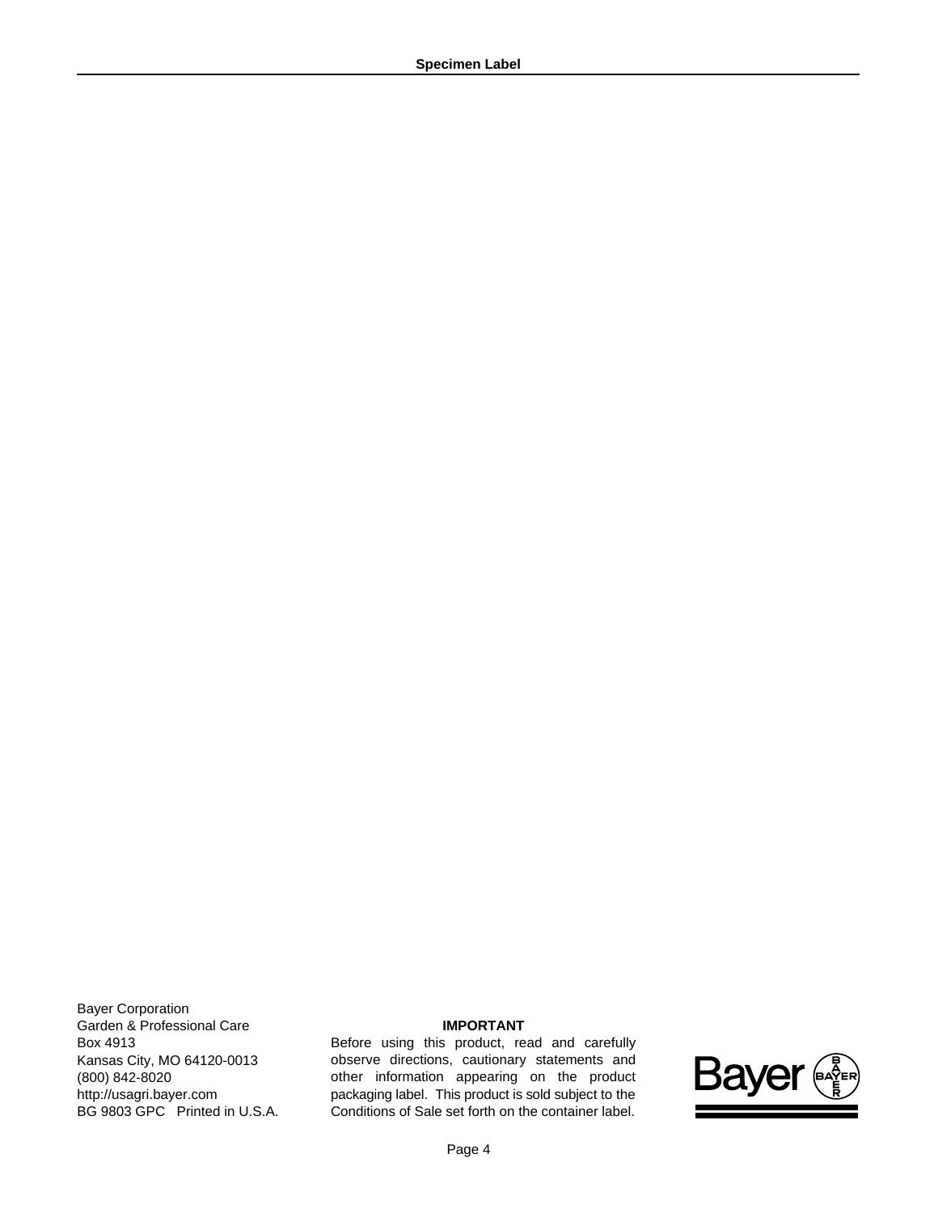Bayer Corporation
Garden & Professional Care
Box 4913
Kansas City, MO 64120-0013
(800) 842-8020
http://usagri.bayer.com
BG 9803 GPC   Printed in U.S.A.

**IMPORTANT**

Before using this product, read and carefully observe directions, cautionary statements and other information appearing on the product packaging label. This product is sold subject to the Conditions of Sale set forth on the container label.

Bayer